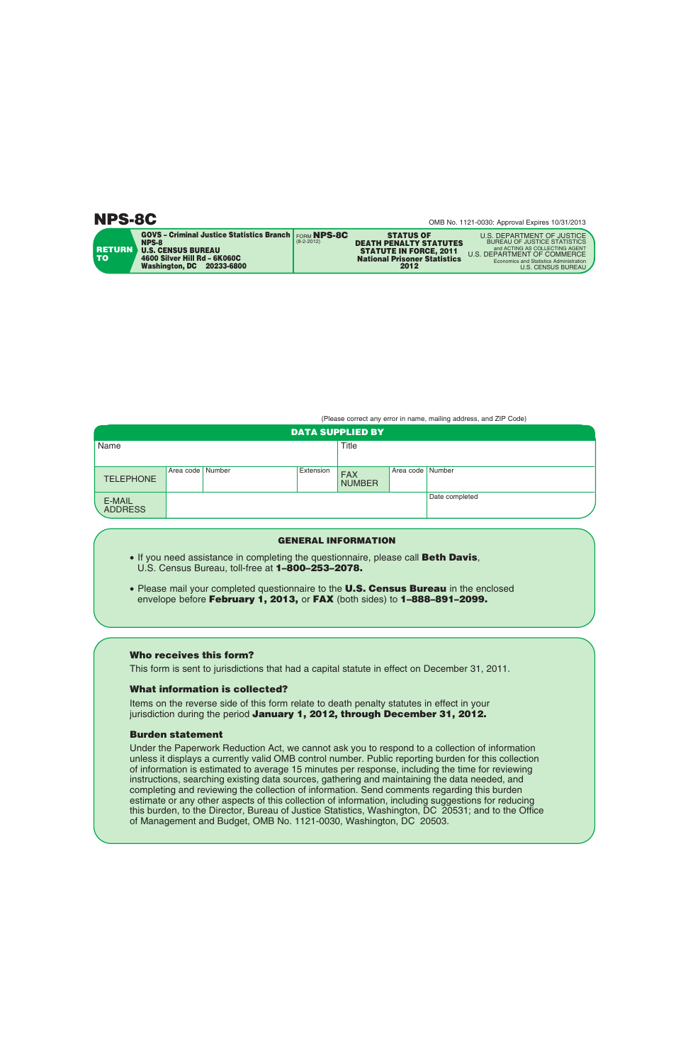# NPS-8C

OMB No. 1121-0030: Approval Expires 10/31/2013

**RETURN TO**

**GOVS – Criminal Justice Statistics Branch**
**NPS-8**
**U.S. CENSUS BUREAU**
**4600 Silver Hill Rd – 6K060C**
**Washington, DC 20233-6800**

FORM **NPS-8C**
(8-2-2012)

**STATUS OF DEATH PENALTY STATUTES STATUTE IN FORCE, 2011**
**National Prisoner Statistics**
**2012**

U.S. DEPARTMENT OF JUSTICE
BUREAU OF JUSTICE STATISTICS
and ACTING AS COLLECTING AGENT
U.S. DEPARTMENT OF COMMERCE
Economics and Statistics Administration
U.S. CENSUS BUREAU

(Please correct any error in name, mailing address, and ZIP Code)

## DATA SUPPLIED BY

| Name | | | | Title | | |
|---|---|---|---|---|---|---|
| TELEPHONE | Area code | Number | Extension | FAX NUMBER | Area code | Number |
| E-MAIL ADDRESS | | | | | Date completed | |

## GENERAL INFORMATION

- If you need assistance in completing the questionnaire, please call **Beth Davis**, U.S. Census Bureau, toll-free at **1–800–253–2078.**
- Please mail your completed questionnaire to the **U.S. Census Bureau** in the enclosed envelope before **February 1, 2013,** or **FAX** (both sides) to **1–888–891–2099.**

### Who receives this form?

This form is sent to jurisdictions that had a capital statute in effect on December 31, 2011.

### What information is collected?

Items on the reverse side of this form relate to death penalty statutes in effect in your jurisdiction during the period **January 1, 2012, through December 31, 2012.**

### Burden statement

Under the Paperwork Reduction Act, we cannot ask you to respond to a collection of information unless it displays a currently valid OMB control number. Public reporting burden for this collection of information is estimated to average 15 minutes per response, including the time for reviewing instructions, searching existing data sources, gathering and maintaining the data needed, and completing and reviewing the collection of information. Send comments regarding this burden estimate or any other aspects of this collection of information, including suggestions for reducing this burden, to the Director, Bureau of Justice Statistics, Washington, DC 20531; and to the Office of Management and Budget, OMB No. 1121-0030, Washington, DC 20503.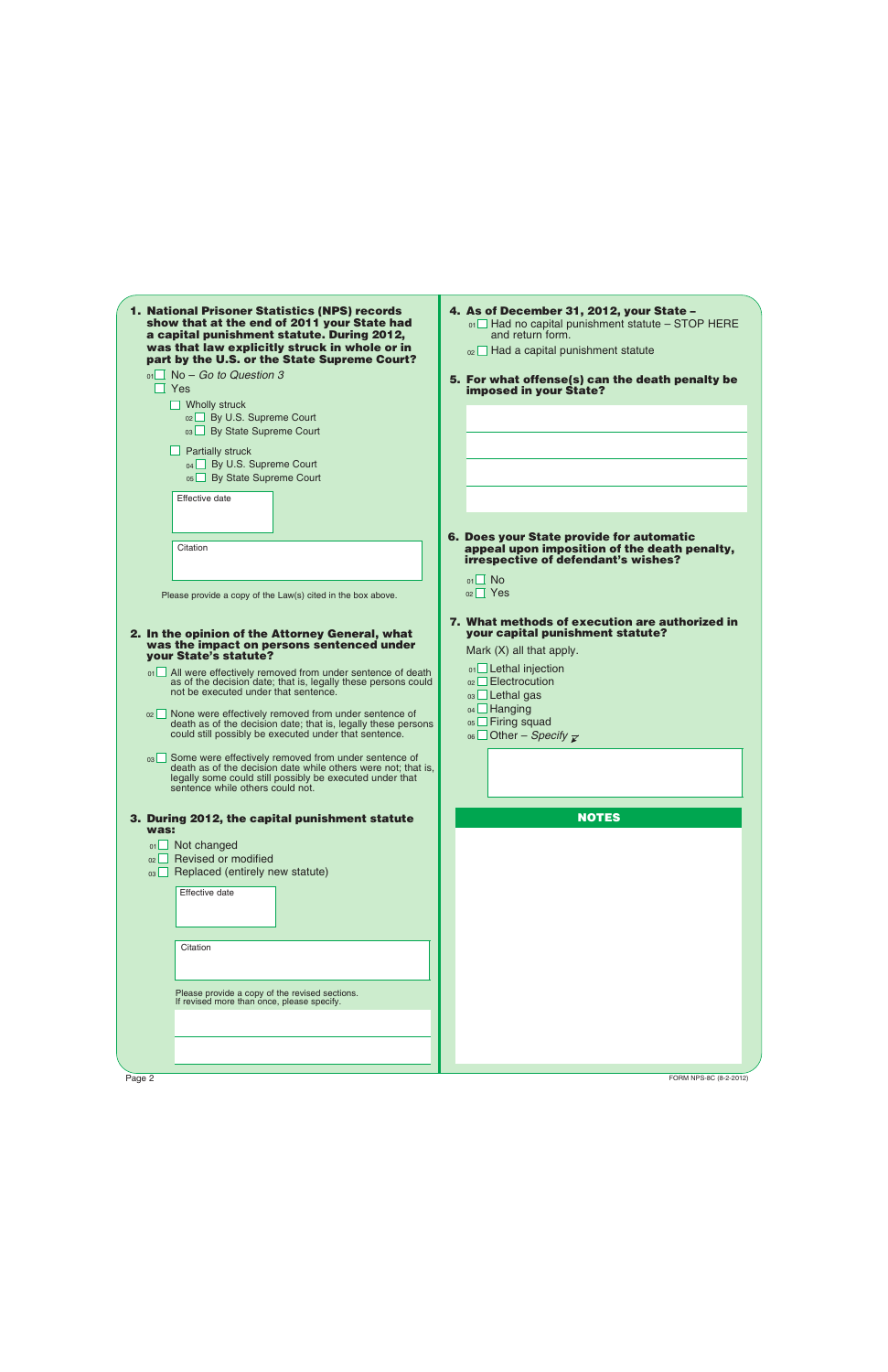**1. National Prisoner Statistics (NPS) records show that at the end of 2011 your State had a capital punishment statute. During 2012, was that law explicitly struck in whole or in part by the U.S. Supreme Court or the State Supreme Court?**

01 ☐ No – *Go to Question 3*

☐ Yes

- ☐ Wholly struck
  - 02 ☐ By U.S. Supreme Court
  - 03 ☐ By State Supreme Court
- ☐ Partially struck
  - 04 ☐ By U.S. Supreme Court
  - 05 ☐ By State Supreme Court

Effective date

Citation

Please provide a copy of the Law(s) cited in the box above.

**2. In the opinion of the Attorney General, what was the impact on persons sentenced under your State's statute?**

01 ☐ All were effectively removed from under sentence of death as of the decision date; that is, legally these persons could not be executed under that sentence.

02 ☐ None were effectively removed from under sentence of death as of the decision date; that is, legally these persons could still possibly be executed under that sentence.

03 ☐ Some were effectively removed from under sentence of death as of the decision date while others were not; that is, legally some could still possibly be executed under that sentence while others could not.

**3. During 2012, the capital punishment statute was:**

01 ☐ Not changed

02 ☐ Revised or modified

03 ☐ Replaced (entirely new statute)

Effective date

Citation

Please provide a copy of the revised sections.
If revised more than once, please specify.

**4. As of December 31, 2012, your State –**

01 ☐ Had no capital punishment statute – STOP HERE and return form.

02 ☐ Had a capital punishment statute

**5. For what offense(s) can the death penalty be imposed in your State?**

**6. Does your State provide for automatic appeal upon imposition of the death penalty, irrespective of defendant's wishes?**

01 ☐ No

02 ☐ Yes

**7. What methods of execution are authorized in your capital punishment statute?**

Mark (X) all that apply.

01 ☐ Lethal injection

02 ☐ Electrocution

03 ☐ Lethal gas

04 ☐ Hanging

05 ☐ Firing squad

06 ☐ Other – *Specify*

**NOTES**

FORM NPS-8C (8-2-2012)